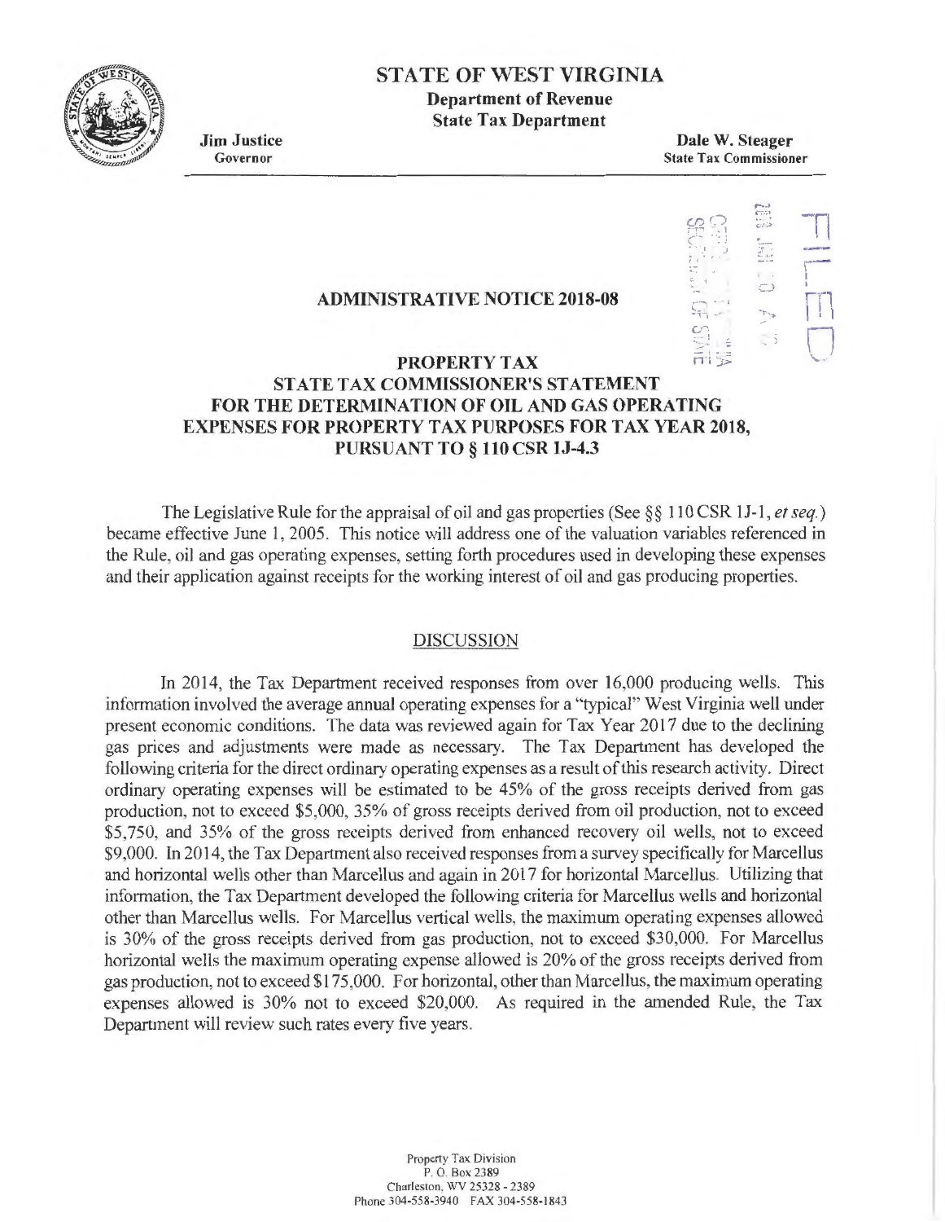# STATE OF WEST VIRGINIA

**Department of Revenue**
**State Tax Department**

**Jim Justice**
Governor

**Dale W. Steager**
State Tax Commissioner

FILED

## ADMINISTRATIVE NOTICE 2018-08

## PROPERTY TAX STATE TAX COMMISSIONER'S STATEMENT FOR THE DETERMINATION OF OIL AND GAS OPERATING EXPENSES FOR PROPERTY TAX PURPOSES FOR TAX YEAR 2018, PURSUANT TO § 110 CSR 1J-4.3

The Legislative Rule for the appraisal of oil and gas properties (See §§ 110 CSR 1J-1, *et seq.*) became effective June 1, 2005. This notice will address one of the valuation variables referenced in the Rule, oil and gas operating expenses, setting forth procedures used in developing these expenses and their application against receipts for the working interest of oil and gas producing properties.

### DISCUSSION

In 2014, the Tax Department received responses from over 16,000 producing wells. This information involved the average annual operating expenses for a "typical" West Virginia well under present economic conditions. The data was reviewed again for Tax Year 2017 due to the declining gas prices and adjustments were made as necessary. The Tax Department has developed the following criteria for the direct ordinary operating expenses as a result of this research activity. Direct ordinary operating expenses will be estimated to be 45% of the gross receipts derived from gas production, not to exceed $5,000, 35% of gross receipts derived from oil production, not to exceed $5,750, and 35% of the gross receipts derived from enhanced recovery oil wells, not to exceed $9,000. In 2014, the Tax Department also received responses from a survey specifically for Marcellus and horizontal wells other than Marcellus and again in 2017 for horizontal Marcellus. Utilizing that information, the Tax Department developed the following criteria for Marcellus wells and horizontal other than Marcellus wells. For Marcellus vertical wells, the maximum operating expenses allowed is 30% of the gross receipts derived from gas production, not to exceed $30,000. For Marcellus horizontal wells the maximum operating expense allowed is 20% of the gross receipts derived from gas production, not to exceed $175,000. For horizontal, other than Marcellus, the maximum operating expenses allowed is 30% not to exceed $20,000. As required in the amended Rule, the Tax Department will review such rates every five years.

Property Tax Division
P. O. Box 2389
Charleston, WV 25328 - 2389
Phone 304-558-3940 FAX 304-558-1843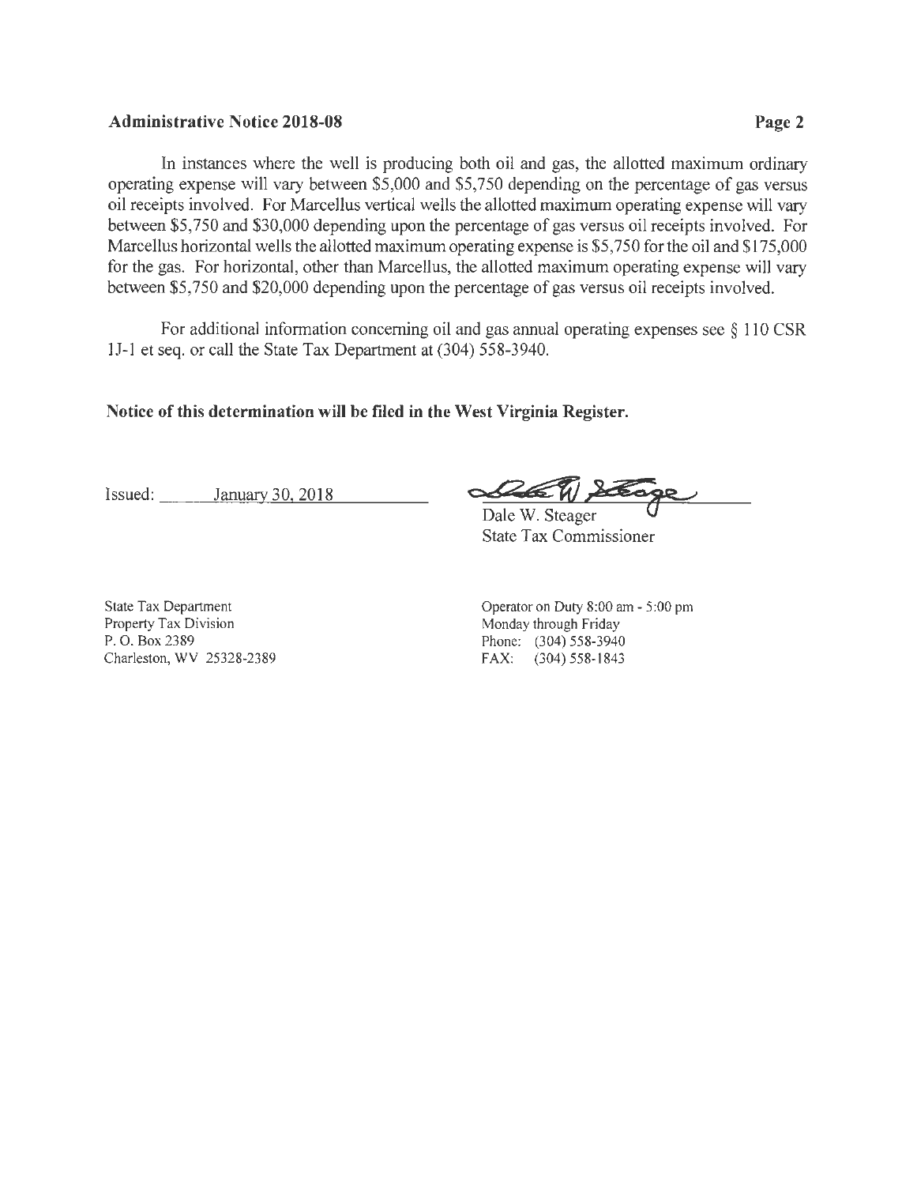In instances where the well is producing both oil and gas, the allotted maximum ordinary operating expense will vary between $5,000 and $5,750 depending on the percentage of gas versus oil receipts involved. For Marcellus vertical wells the allotted maximum operating expense will vary between $5,750 and $30,000 depending upon the percentage of gas versus oil receipts involved. For Marcellus horizontal wells the allotted maximum operating expense is $5,750 for the oil and $175,000 for the gas. For horizontal, other than Marcellus, the allotted maximum operating expense will vary between $5,750 and $20,000 depending upon the percentage of gas versus oil receipts involved.

For additional information concerning oil and gas annual operating expenses see § 110 CSR 1J-1 et seq. or call the State Tax Department at (304) 558-3940.

**Notice of this determination will be filed in the West Virginia Register.**

Issued: January 30, 2018

Dale W. Steager
State Tax Commissioner

State Tax Department
Property Tax Division
P. O. Box 2389
Charleston, WV 25328-2389

Operator on Duty 8:00 am - 5:00 pm
Monday through Friday
Phone: (304) 558-3940
FAX: (304) 558-1843